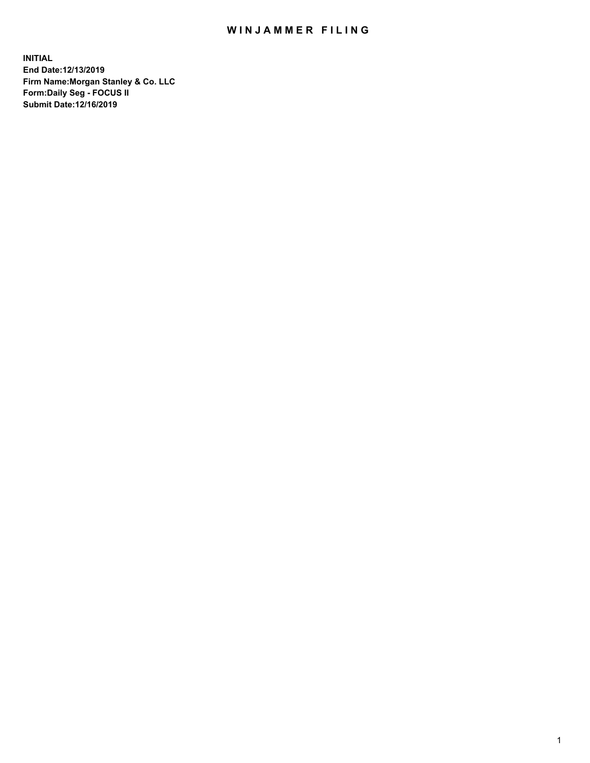# WINJAMMER FILING

**INITIAL**
**End Date:12/13/2019**
**Firm Name:Morgan Stanley & Co. LLC**
**Form:Daily Seg - FOCUS II**
**Submit Date:12/16/2019**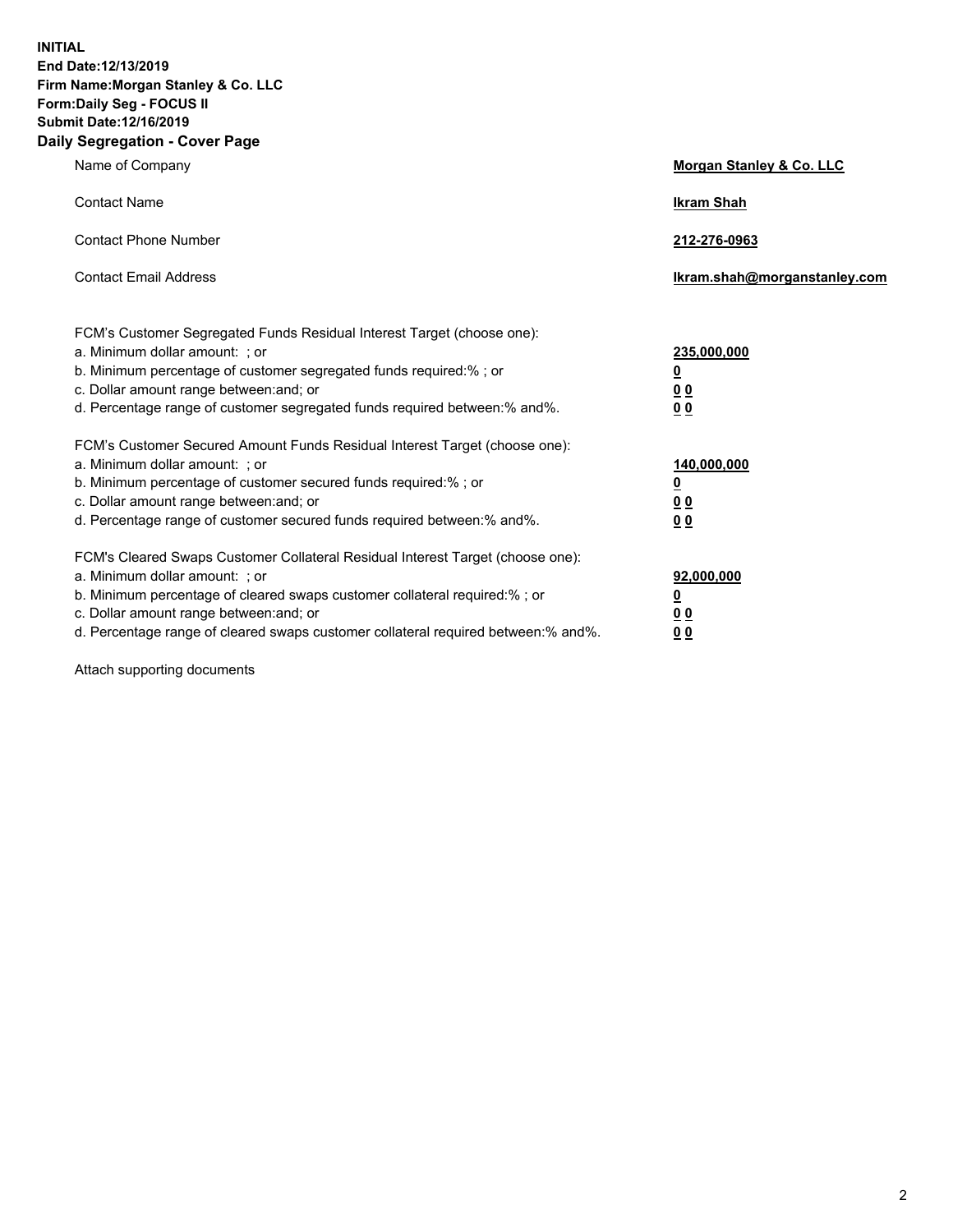**INITIAL**
**End Date:12/13/2019**
**Firm Name:Morgan Stanley & Co. LLC**
**Form:Daily Seg - FOCUS II**
**Submit Date:12/16/2019**
**Daily Segregation - Cover Page**

| | |
|---|---|
| Name of Company | **Morgan Stanley & Co. LLC** |
| Contact Name | **Ikram Shah** |
| Contact Phone Number | **212-276-0963** |
| Contact Email Address | **Ikram.shah@morganstanley.com** |

| | |
|---|---|
| FCM's Customer Segregated Funds Residual Interest Target (choose one): | |
| a. Minimum dollar amount: ; or | **235,000,000** |
| b. Minimum percentage of customer segregated funds required:% ; or | **0** |
| c. Dollar amount range between:and; or | **0 0** |
| d. Percentage range of customer segregated funds required between:% and%. | **0 0** |
| FCM's Customer Secured Amount Funds Residual Interest Target (choose one): | |
| a. Minimum dollar amount: ; or | **140,000,000** |
| b. Minimum percentage of customer secured funds required:% ; or | **0** |
| c. Dollar amount range between:and; or | **0 0** |
| d. Percentage range of customer secured funds required between:% and%. | **0 0** |
| FCM's Cleared Swaps Customer Collateral Residual Interest Target (choose one): | |
| a. Minimum dollar amount: ; or | **92,000,000** |
| b. Minimum percentage of cleared swaps customer collateral required:% ; or | **0** |
| c. Dollar amount range between:and; or | **0 0** |
| d. Percentage range of cleared swaps customer collateral required between:% and%. | **0 0** |

Attach supporting documents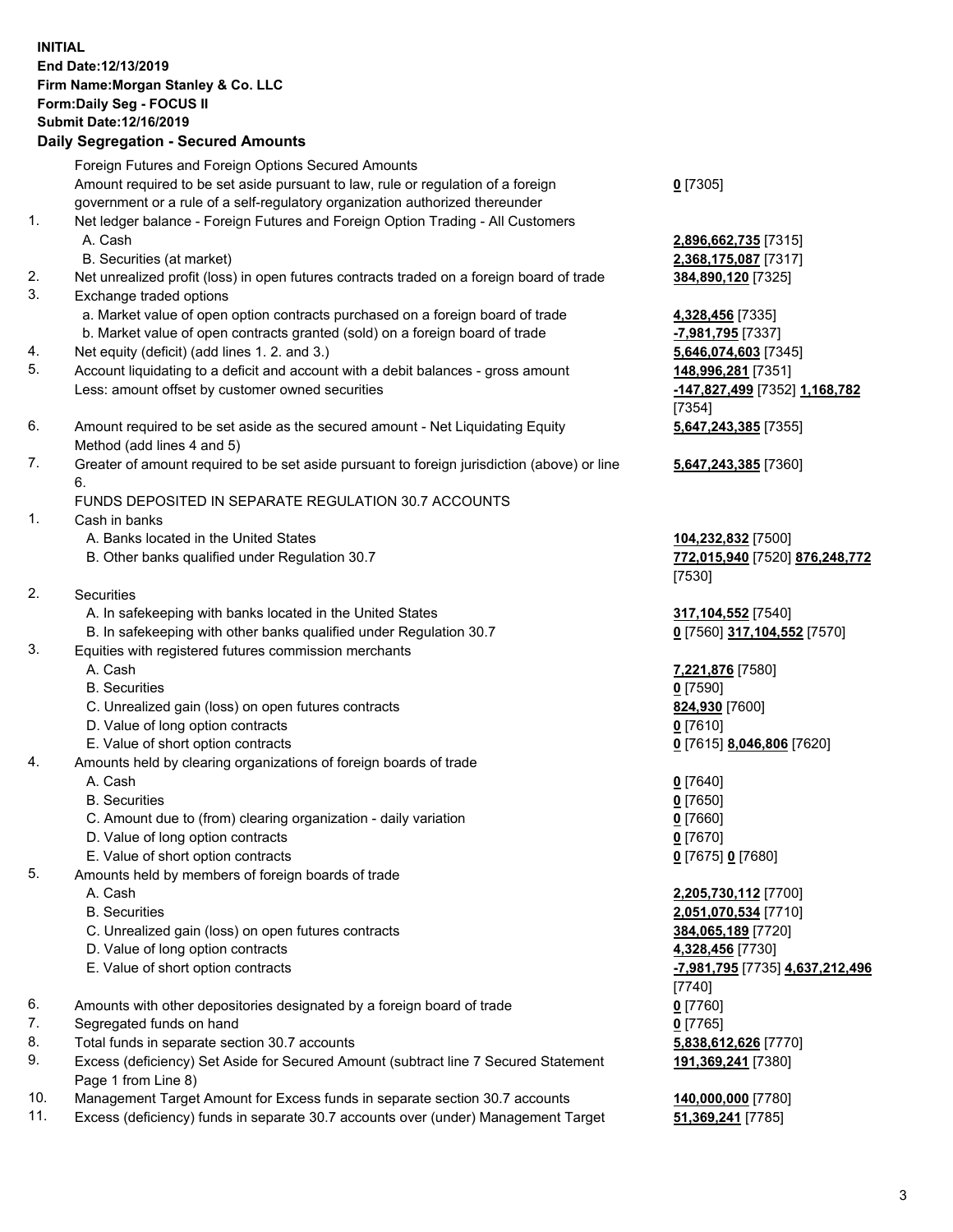**INITIAL**
**End Date:12/13/2019**
**Firm Name:Morgan Stanley & Co. LLC**
**Form:Daily Seg - FOCUS II**
**Submit Date:12/16/2019**

## Daily Segregation - Secured Amounts

| | | |
|---|---|---|
| | Foreign Futures and Foreign Options Secured Amounts | |
| | Amount required to be set aside pursuant to law, rule or regulation of a foreign government or a rule of a self-regulatory organization authorized thereunder | **0** [7305] |
| 1. | Net ledger balance - Foreign Futures and Foreign Option Trading - All Customers | |
| | A. Cash | **2,896,662,735** [7315] |
| | B. Securities (at market) | **2,368,175,087** [7317] |
| 2. | Net unrealized profit (loss) in open futures contracts traded on a foreign board of trade | **384,890,120** [7325] |
| 3. | Exchange traded options | |
| | a. Market value of open option contracts purchased on a foreign board of trade | **4,328,456** [7335] |
| | b. Market value of open contracts granted (sold) on a foreign board of trade | **-7,981,795** [7337] |
| 4. | Net equity (deficit) (add lines 1. 2. and 3.) | **5,646,074,603** [7345] |
| 5. | Account liquidating to a deficit and account with a debit balances - gross amount | **148,996,281** [7351] |
| | Less: amount offset by customer owned securities | **-147,827,499** [7352] **1,168,782** [7354] |
| 6. | Amount required to be set aside as the secured amount - Net Liquidating Equity Method (add lines 4 and 5) | **5,647,243,385** [7355] |
| 7. | Greater of amount required to be set aside pursuant to foreign jurisdiction (above) or line 6. | **5,647,243,385** [7360] |
| | FUNDS DEPOSITED IN SEPARATE REGULATION 30.7 ACCOUNTS | |
| 1. | Cash in banks | |
| | A. Banks located in the United States | **104,232,832** [7500] |
| | B. Other banks qualified under Regulation 30.7 | **772,015,940** [7520] **876,248,772** [7530] |
| 2. | Securities | |
| | A. In safekeeping with banks located in the United States | **317,104,552** [7540] |
| | B. In safekeeping with other banks qualified under Regulation 30.7 | **0** [7560] **317,104,552** [7570] |
| 3. | Equities with registered futures commission merchants | |
| | A. Cash | **7,221,876** [7580] |
| | B. Securities | **0** [7590] |
| | C. Unrealized gain (loss) on open futures contracts | **824,930** [7600] |
| | D. Value of long option contracts | **0** [7610] |
| | E. Value of short option contracts | **0** [7615] **8,046,806** [7620] |
| 4. | Amounts held by clearing organizations of foreign boards of trade | |
| | A. Cash | **0** [7640] |
| | B. Securities | **0** [7650] |
| | C. Amount due to (from) clearing organization - daily variation | **0** [7660] |
| | D. Value of long option contracts | **0** [7670] |
| | E. Value of short option contracts | **0** [7675] **0** [7680] |
| 5. | Amounts held by members of foreign boards of trade | |
| | A. Cash | **2,205,730,112** [7700] |
| | B. Securities | **2,051,070,534** [7710] |
| | C. Unrealized gain (loss) on open futures contracts | **384,065,189** [7720] |
| | D. Value of long option contracts | **4,328,456** [7730] |
| | E. Value of short option contracts | **-7,981,795** [7735] **4,637,212,496** [7740] |
| 6. | Amounts with other depositories designated by a foreign board of trade | **0** [7760] |
| 7. | Segregated funds on hand | **0** [7765] |
| 8. | Total funds in separate section 30.7 accounts | **5,838,612,626** [7770] |
| 9. | Excess (deficiency) Set Aside for Secured Amount (subtract line 7 Secured Statement Page 1 from Line 8) | **191,369,241** [7380] |
| 10. | Management Target Amount for Excess funds in separate section 30.7 accounts | **140,000,000** [7780] |
| 11. | Excess (deficiency) funds in separate 30.7 accounts over (under) Management Target | **51,369,241** [7785] |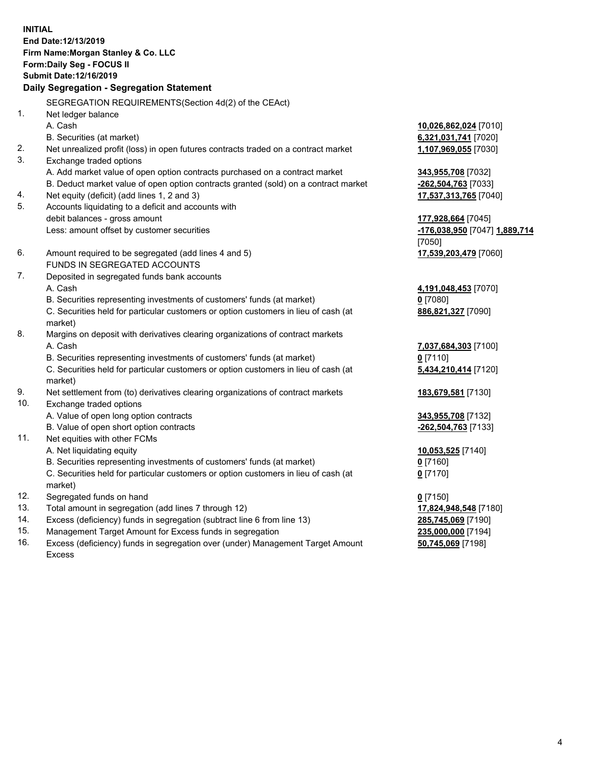**INITIAL**
**End Date:12/13/2019**
**Firm Name:Morgan Stanley & Co. LLC**
**Form:Daily Seg - FOCUS II**
**Submit Date:12/16/2019**

**Daily Segregation - Segregation Statement**

| | | |
|---|---|---|
| | SEGREGATION REQUIREMENTS(Section 4d(2) of the CEAct) | |
| 1. | Net ledger balance | |
| | A. Cash | **10,026,862,024** [7010] |
| | B. Securities (at market) | **6,321,031,741** [7020] |
| 2. | Net unrealized profit (loss) in open futures contracts traded on a contract market | **1,107,969,055** [7030] |
| 3. | Exchange traded options | |
| | A. Add market value of open option contracts purchased on a contract market | **343,955,708** [7032] |
| | B. Deduct market value of open option contracts granted (sold) on a contract market | **-262,504,763** [7033] |
| 4. | Net equity (deficit) (add lines 1, 2 and 3) | **17,537,313,765** [7040] |
| 5. | Accounts liquidating to a deficit and accounts with debit balances - gross amount | **177,928,664** [7045] |
| | Less: amount offset by customer securities | **-176,038,950** [7047] **1,889,714** [7050] |
| 6. | Amount required to be segregated (add lines 4 and 5) | **17,539,203,479** [7060] |
| | FUNDS IN SEGREGATED ACCOUNTS | |
| 7. | Deposited in segregated funds bank accounts | |
| | A. Cash | **4,191,048,453** [7070] |
| | B. Securities representing investments of customers' funds (at market) | **0** [7080] |
| | C. Securities held for particular customers or option customers in lieu of cash (at market) | **886,821,327** [7090] |
| 8. | Margins on deposit with derivatives clearing organizations of contract markets | |
| | A. Cash | **7,037,684,303** [7100] |
| | B. Securities representing investments of customers' funds (at market) | **0** [7110] |
| | C. Securities held for particular customers or option customers in lieu of cash (at market) | **5,434,210,414** [7120] |
| 9. | Net settlement from (to) derivatives clearing organizations of contract markets | **183,679,581** [7130] |
| 10. | Exchange traded options | |
| | A. Value of open long option contracts | **343,955,708** [7132] |
| | B. Value of open short option contracts | **-262,504,763** [7133] |
| 11. | Net equities with other FCMs | |
| | A. Net liquidating equity | **10,053,525** [7140] |
| | B. Securities representing investments of customers' funds (at market) | **0** [7160] |
| | C. Securities held for particular customers or option customers in lieu of cash (at market) | **0** [7170] |
| 12. | Segregated funds on hand | **0** [7150] |
| 13. | Total amount in segregation (add lines 7 through 12) | **17,824,948,548** [7180] |
| 14. | Excess (deficiency) funds in segregation (subtract line 6 from line 13) | **285,745,069** [7190] |
| 15. | Management Target Amount for Excess funds in segregation | **235,000,000** [7194] |
| 16. | Excess (deficiency) funds in segregation over (under) Management Target Amount Excess | **50,745,069** [7198] |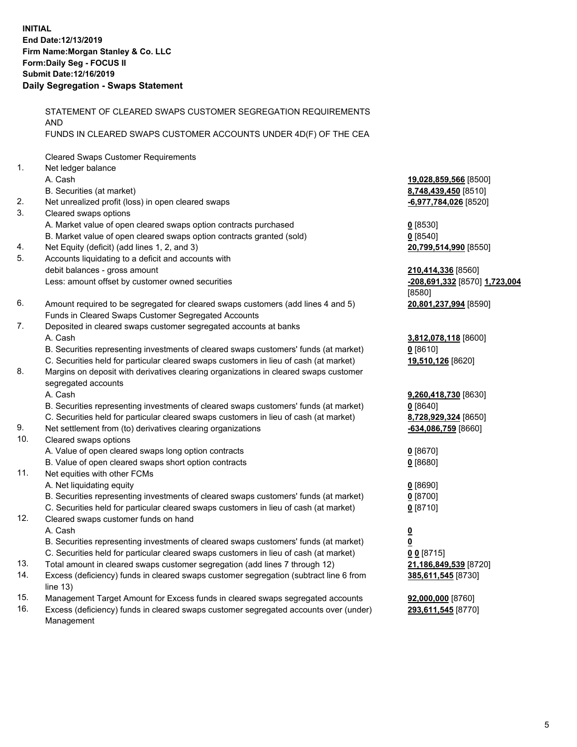**INITIAL**
**End Date:12/13/2019**
**Firm Name:Morgan Stanley & Co. LLC**
**Form:Daily Seg - FOCUS II**
**Submit Date:12/16/2019**
**Daily Segregation - Swaps Statement**

STATEMENT OF CLEARED SWAPS CUSTOMER SEGREGATION REQUIREMENTS AND FUNDS IN CLEARED SWAPS CUSTOMER ACCOUNTS UNDER 4D(F) OF THE CEA

| | | |
|---|---|---|
| | Cleared Swaps Customer Requirements | |
| 1. | Net ledger balance | |
| | A. Cash | **19,028,859,566** [8500] |
| | B. Securities (at market) | **8,748,439,450** [8510] |
| 2. | Net unrealized profit (loss) in open cleared swaps | **-6,977,784,026** [8520] |
| 3. | Cleared swaps options | |
| | A. Market value of open cleared swaps option contracts purchased | **0** [8530] |
| | B. Market value of open cleared swaps option contracts granted (sold) | **0** [8540] |
| 4. | Net Equity (deficit) (add lines 1, 2, and 3) | **20,799,514,990** [8550] |
| 5. | Accounts liquidating to a deficit and accounts with debit balances - gross amount | **210,414,336** [8560] |
| | Less: amount offset by customer owned securities | **-208,691,332** [8570] **1,723,004** [8580] |
| 6. | Amount required to be segregated for cleared swaps customers (add lines 4 and 5) | **20,801,237,994** [8590] |
| | Funds in Cleared Swaps Customer Segregated Accounts | |
| 7. | Deposited in cleared swaps customer segregated accounts at banks | |
| | A. Cash | **3,812,078,118** [8600] |
| | B. Securities representing investments of cleared swaps customers' funds (at market) | **0** [8610] |
| | C. Securities held for particular cleared swaps customers in lieu of cash (at market) | **19,510,126** [8620] |
| 8. | Margins on deposit with derivatives clearing organizations in cleared swaps customer segregated accounts | |
| | A. Cash | **9,260,418,730** [8630] |
| | B. Securities representing investments of cleared swaps customers' funds (at market) | **0** [8640] |
| | C. Securities held for particular cleared swaps customers in lieu of cash (at market) | **8,728,929,324** [8650] |
| 9. | Net settlement from (to) derivatives clearing organizations | **-634,086,759** [8660] |
| 10. | Cleared swaps options | |
| | A. Value of open cleared swaps long option contracts | **0** [8670] |
| | B. Value of open cleared swaps short option contracts | **0** [8680] |
| 11. | Net equities with other FCMs | |
| | A. Net liquidating equity | **0** [8690] |
| | B. Securities representing investments of cleared swaps customers' funds (at market) | **0** [8700] |
| | C. Securities held for particular cleared swaps customers in lieu of cash (at market) | **0** [8710] |
| 12. | Cleared swaps customer funds on hand | |
| | A. Cash | **0** |
| | B. Securities representing investments of cleared swaps customers' funds (at market) | **0** |
| | C. Securities held for particular cleared swaps customers in lieu of cash (at market) | **0** **0** [8715] |
| 13. | Total amount in cleared swaps customer segregation (add lines 7 through 12) | **21,186,849,539** [8720] |
| 14. | Excess (deficiency) funds in cleared swaps customer segregation (subtract line 6 from line 13) | **385,611,545** [8730] |
| 15. | Management Target Amount for Excess funds in cleared swaps segregated accounts | **92,000,000** [8760] |
| 16. | Excess (deficiency) funds in cleared swaps customer segregated accounts over (under) Management | **293,611,545** [8770] |